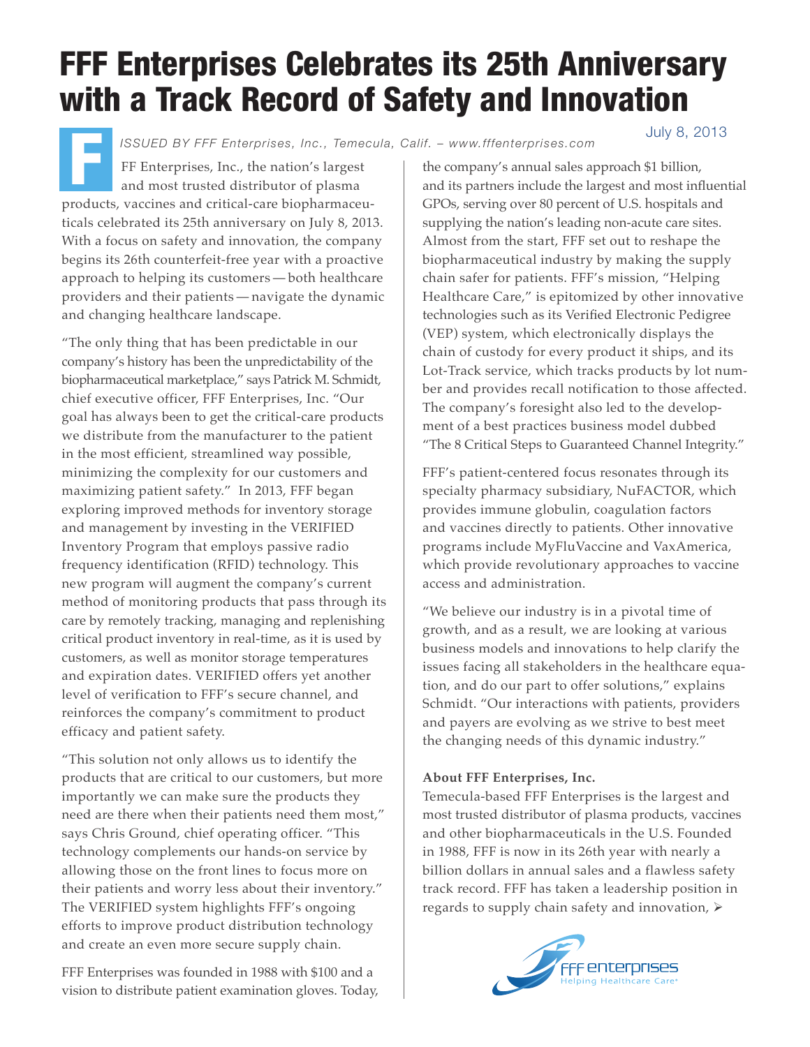# FFF Enterprises Celebrates its 25th Anniversary with a Track Record of Safety and Innovation

*ISSUED BY FFF Enterprises, Inc., Temecula, Calif. – www.fffenterprises.com*

July 8, 2013

FFF Enterprises, Inc., the nation's largest and most trusted distributor of plasma products, vaccines and critical-care biopharmaceuticals celebrated its 25th anniversary on July 8, 2013. With a focus on safety and innovation, the company begins its 26th counterfeit-free year with a proactive approach to helping its customers — both healthcare providers and their patients — navigate the dynamic and changing healthcare landscape.

"The only thing that has been predictable in our company's history has been the unpredictability of the biopharmaceutical marketplace," says Patrick M. Schmidt, chief executive officer, FFF Enterprises, Inc. "Our goal has always been to get the critical-care products we distribute from the manufacturer to the patient in the most efficient, streamlined way possible, minimizing the complexity for our customers and maximizing patient safety." In 2013, FFF began exploring improved methods for inventory storage and management by investing in the VERIFIED Inventory Program that employs passive radio frequency identification (RFID) technology. This new program will augment the company's current method of monitoring products that pass through its care by remotely tracking, managing and replenishing critical product inventory in real-time, as it is used by customers, as well as monitor storage temperatures and expiration dates. VERIFIED offers yet another level of verification to FFF's secure channel, and reinforces the company's commitment to product efficacy and patient safety.

"This solution not only allows us to identify the products that are critical to our customers, but more importantly we can make sure the products they need are there when their patients need them most," says Chris Ground, chief operating officer. "This technology complements our hands-on service by allowing those on the front lines to focus more on their patients and worry less about their inventory." The VERIFIED system highlights FFF's ongoing efforts to improve product distribution technology and create an even more secure supply chain.

FFF Enterprises was founded in 1988 with $100 and a vision to distribute patient examination gloves. Today, the company's annual sales approach $1 billion, and its partners include the largest and most influential GPOs, serving over 80 percent of U.S. hospitals and supplying the nation's leading non-acute care sites. Almost from the start, FFF set out to reshape the biopharmaceutical industry by making the supply chain safer for patients. FFF's mission, "Helping Healthcare Care," is epitomized by other innovative technologies such as its Verified Electronic Pedigree (VEP) system, which electronically displays the chain of custody for every product it ships, and its Lot-Track service, which tracks products by lot number and provides recall notification to those affected. The company's foresight also led to the development of a best practices business model dubbed "The 8 Critical Steps to Guaranteed Channel Integrity."

FFF's patient-centered focus resonates through its specialty pharmacy subsidiary, NuFACTOR, which provides immune globulin, coagulation factors and vaccines directly to patients. Other innovative programs include MyFluVaccine and VaxAmerica, which provide revolutionary approaches to vaccine access and administration.

"We believe our industry is in a pivotal time of growth, and as a result, we are looking at various business models and innovations to help clarify the issues facing all stakeholders in the healthcare equation, and do our part to offer solutions," explains Schmidt. "Our interactions with patients, providers and payers are evolving as we strive to best meet the changing needs of this dynamic industry."

**About FFF Enterprises, Inc.**

Temecula-based FFF Enterprises is the largest and most trusted distributor of plasma products, vaccines and other biopharmaceuticals in the U.S. Founded in 1988, FFF is now in its 26th year with nearly a billion dollars in annual sales and a flawless safety track record. FFF has taken a leadership position in regards to supply chain safety and innovation, ➢

FFF enterprises
Helping Healthcare Care®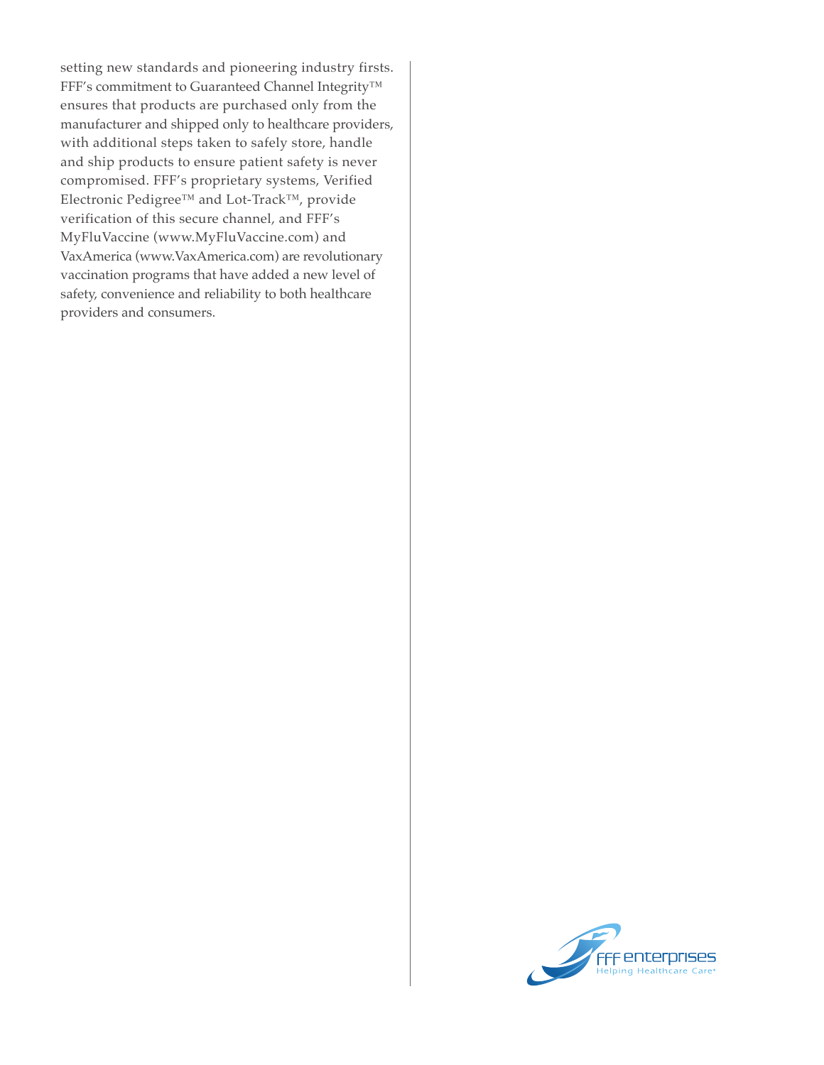setting new standards and pioneering industry firsts. FFF's commitment to Guaranteed Channel Integrity™ ensures that products are purchased only from the manufacturer and shipped only to healthcare providers, with additional steps taken to safely store, handle and ship products to ensure patient safety is never compromised. FFF's proprietary systems, Verified Electronic Pedigree™ and Lot-Track™, provide verification of this secure channel, and FFF's MyFluVaccine (www.MyFluVaccine.com) and VaxAmerica (www.VaxAmerica.com) are revolutionary vaccination programs that have added a new level of safety, convenience and reliability to both healthcare providers and consumers.

FFF enterprises
Helping Healthcare Care®